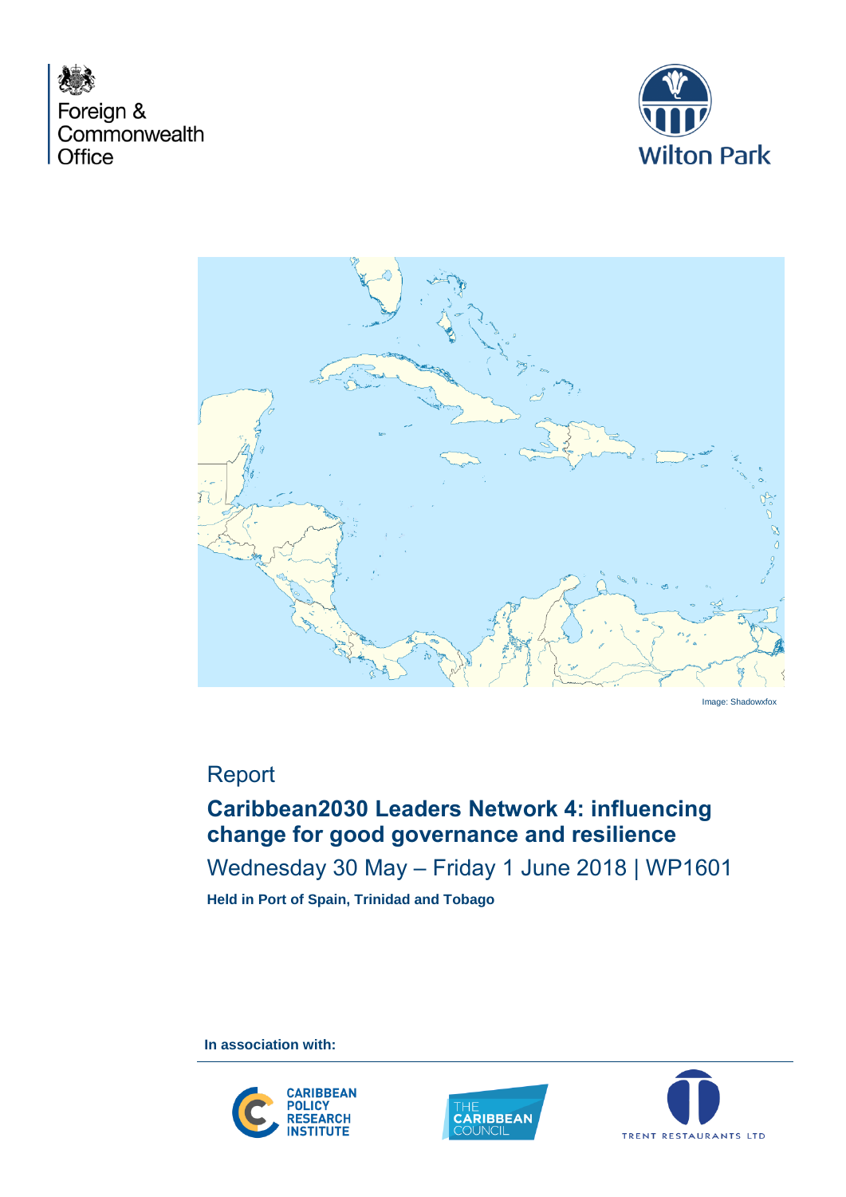Foreign & Commonwealth Office

Wilton Park

Image: Shadowxfox

Report

# Caribbean2030 Leaders Network 4: influencing change for good governance and resilience

Wednesday 30 May – Friday 1 June 2018 | WP1601

**Held in Port of Spain, Trinidad and Tobago**

**In association with:**

CARIBBEAN POLICY RESEARCH INSTITUTE

THE CARIBBEAN COUNCIL

TRENT RESTAURANTS LTD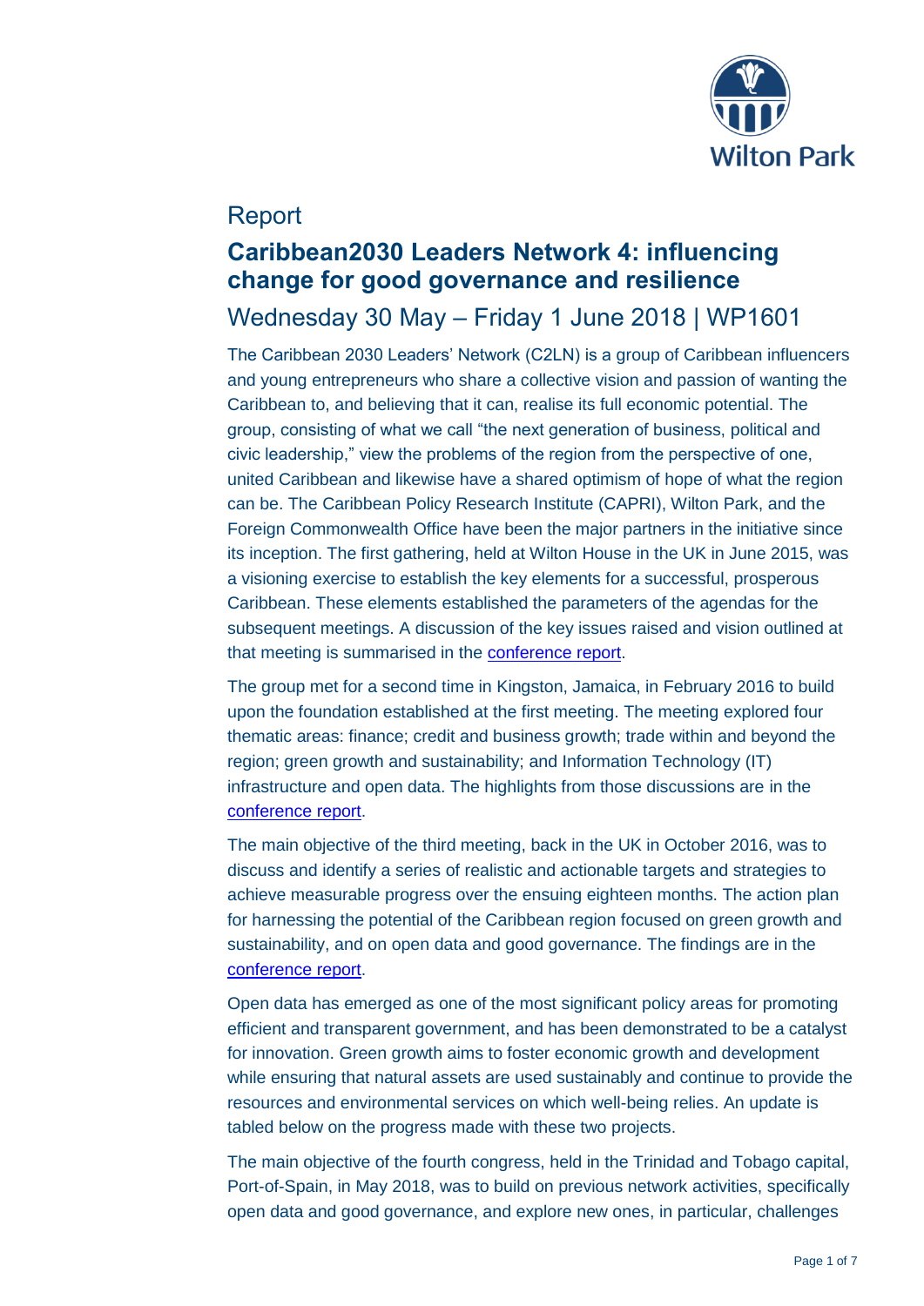# Report

## Caribbean2030 Leaders Network 4: influencing change for good governance and resilience

### Wednesday 30 May – Friday 1 June 2018 | WP1601

The Caribbean 2030 Leaders' Network (C2LN) is a group of Caribbean influencers and young entrepreneurs who share a collective vision and passion of wanting the Caribbean to, and believing that it can, realise its full economic potential. The group, consisting of what we call "the next generation of business, political and civic leadership," view the problems of the region from the perspective of one, united Caribbean and likewise have a shared optimism of hope of what the region can be. The Caribbean Policy Research Institute (CAPRI), Wilton Park, and the Foreign Commonwealth Office have been the major partners in the initiative since its inception. The first gathering, held at Wilton House in the UK in June 2015, was a visioning exercise to establish the key elements for a successful, prosperous Caribbean. These elements established the parameters of the agendas for the subsequent meetings. A discussion of the key issues raised and vision outlined at that meeting is summarised in the conference report.

The group met for a second time in Kingston, Jamaica, in February 2016 to build upon the foundation established at the first meeting. The meeting explored four thematic areas: finance; credit and business growth; trade within and beyond the region; green growth and sustainability; and Information Technology (IT) infrastructure and open data. The highlights from those discussions are in the conference report.

The main objective of the third meeting, back in the UK in October 2016, was to discuss and identify a series of realistic and actionable targets and strategies to achieve measurable progress over the ensuing eighteen months. The action plan for harnessing the potential of the Caribbean region focused on green growth and sustainability, and on open data and good governance. The findings are in the conference report.

Open data has emerged as one of the most significant policy areas for promoting efficient and transparent government, and has been demonstrated to be a catalyst for innovation. Green growth aims to foster economic growth and development while ensuring that natural assets are used sustainably and continue to provide the resources and environmental services on which well-being relies. An update is tabled below on the progress made with these two projects.

The main objective of the fourth congress, held in the Trinidad and Tobago capital, Port-of-Spain, in May 2018, was to build on previous network activities, specifically open data and good governance, and explore new ones, in particular, challenges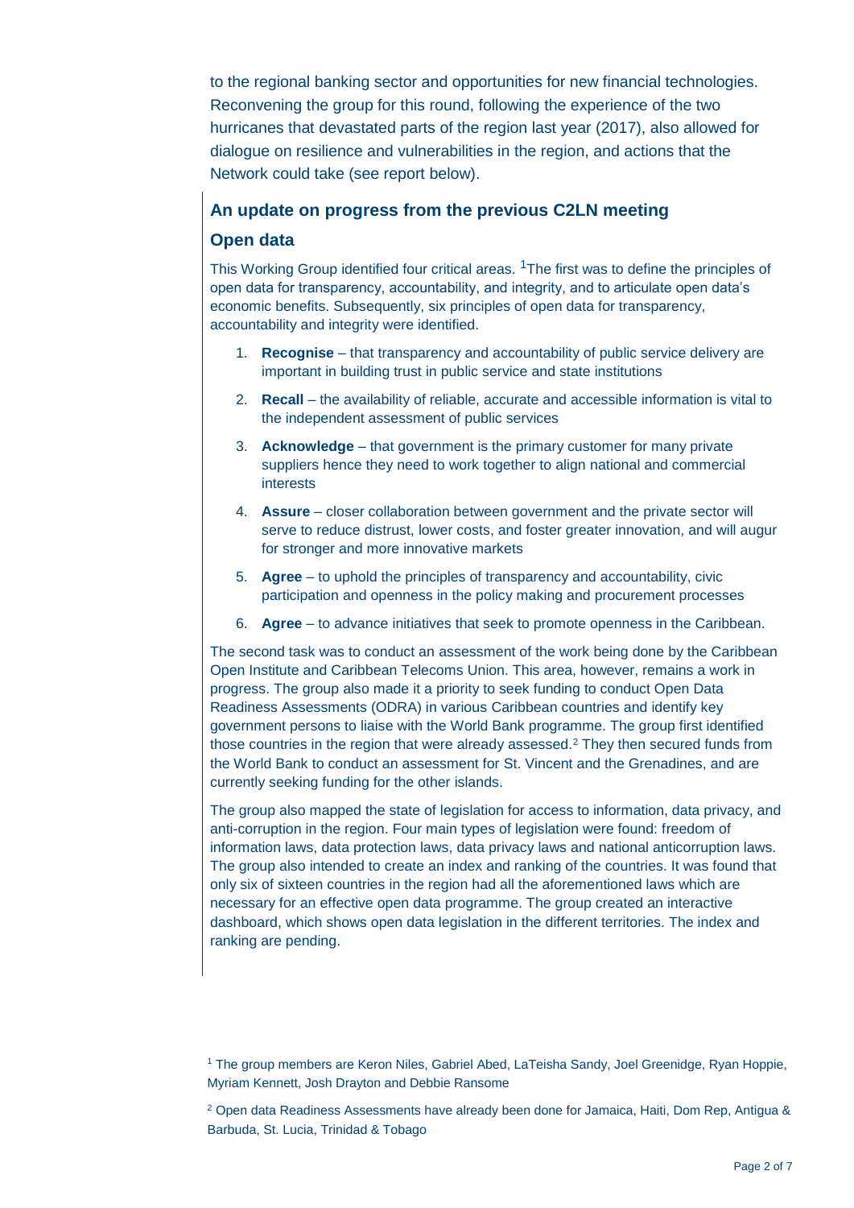to the regional banking sector and opportunities for new financial technologies. Reconvening the group for this round, following the experience of the two hurricanes that devastated parts of the region last year (2017), also allowed for dialogue on resilience and vulnerabilities in the region, and actions that the Network could take (see report below).

## An update on progress from the previous C2LN meeting

### Open data

This Working Group identified four critical areas. [1]The first was to define the principles of open data for transparency, accountability, and integrity, and to articulate open data's economic benefits. Subsequently, six principles of open data for transparency, accountability and integrity were identified.

1. **Recognise** – that transparency and accountability of public service delivery are important in building trust in public service and state institutions
2. **Recall** – the availability of reliable, accurate and accessible information is vital to the independent assessment of public services
3. **Acknowledge** – that government is the primary customer for many private suppliers hence they need to work together to align national and commercial interests
4. **Assure** – closer collaboration between government and the private sector will serve to reduce distrust, lower costs, and foster greater innovation, and will augur for stronger and more innovative markets
5. **Agree** – to uphold the principles of transparency and accountability, civic participation and openness in the policy making and procurement processes
6. **Agree** – to advance initiatives that seek to promote openness in the Caribbean.

The second task was to conduct an assessment of the work being done by the Caribbean Open Institute and Caribbean Telecoms Union. This area, however, remains a work in progress. The group also made it a priority to seek funding to conduct Open Data Readiness Assessments (ODRA) in various Caribbean countries and identify key government persons to liaise with the World Bank programme. The group first identified those countries in the region that were already assessed.[2] They then secured funds from the World Bank to conduct an assessment for St. Vincent and the Grenadines, and are currently seeking funding for the other islands.

The group also mapped the state of legislation for access to information, data privacy, and anti-corruption in the region. Four main types of legislation were found: freedom of information laws, data protection laws, data privacy laws and national anticorruption laws. The group also intended to create an index and ranking of the countries. It was found that only six of sixteen countries in the region had all the aforementioned laws which are necessary for an effective open data programme. The group created an interactive dashboard, which shows open data legislation in the different territories. The index and ranking are pending.

[1] The group members are Keron Niles, Gabriel Abed, LaTeisha Sandy, Joel Greenidge, Ryan Hoppie, Myriam Kennett, Josh Drayton and Debbie Ransome

[2] Open data Readiness Assessments have already been done for Jamaica, Haiti, Dom Rep, Antigua & Barbuda, St. Lucia, Trinidad & Tobago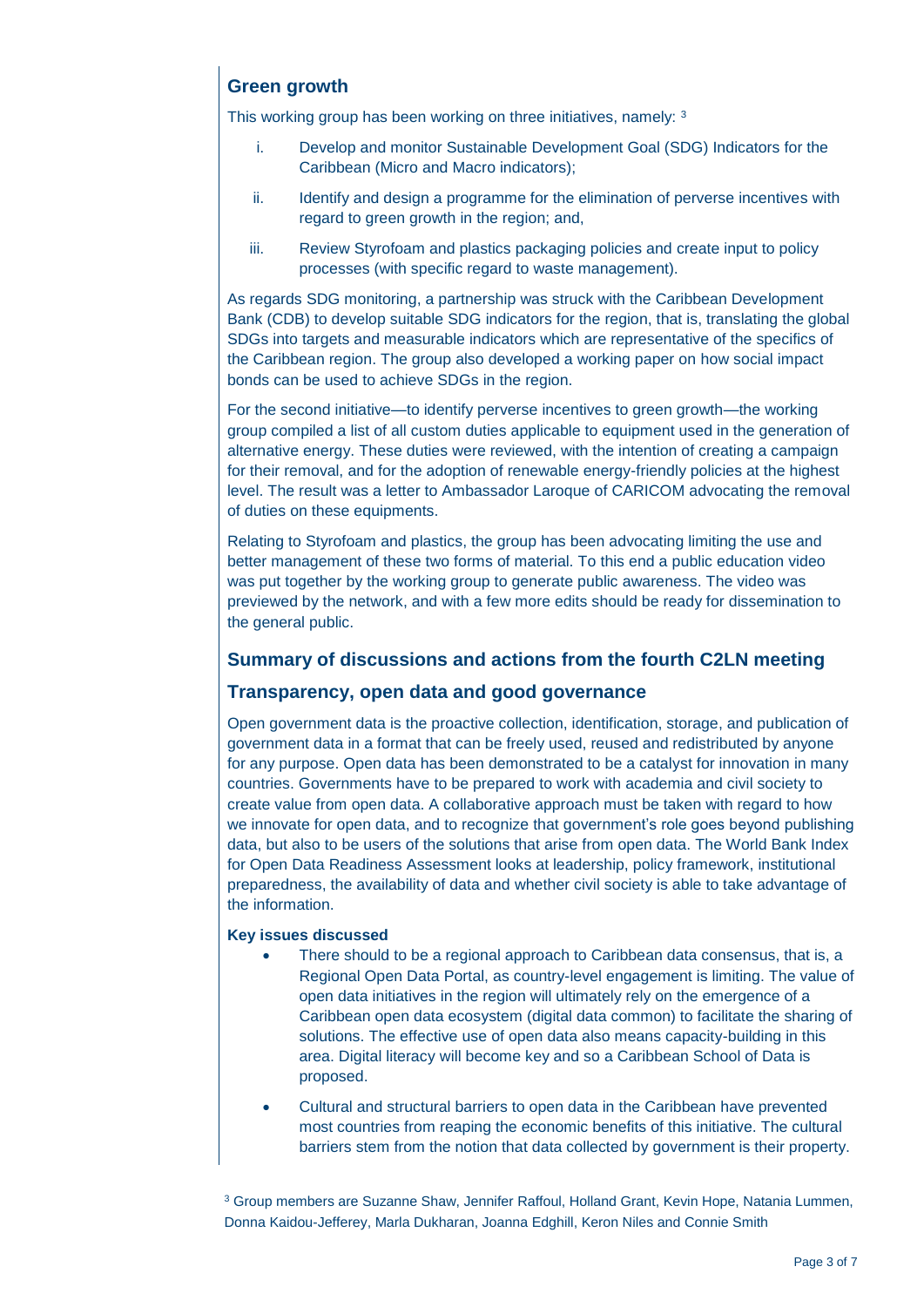## Green growth

This working group has been working on three initiatives, namely: [3]

i. Develop and monitor Sustainable Development Goal (SDG) Indicators for the Caribbean (Micro and Macro indicators);

ii. Identify and design a programme for the elimination of perverse incentives with regard to green growth in the region; and,

iii. Review Styrofoam and plastics packaging policies and create input to policy processes (with specific regard to waste management).

As regards SDG monitoring, a partnership was struck with the Caribbean Development Bank (CDB) to develop suitable SDG indicators for the region, that is, translating the global SDGs into targets and measurable indicators which are representative of the specifics of the Caribbean region. The group also developed a working paper on how social impact bonds can be used to achieve SDGs in the region.

For the second initiative—to identify perverse incentives to green growth—the working group compiled a list of all custom duties applicable to equipment used in the generation of alternative energy. These duties were reviewed, with the intention of creating a campaign for their removal, and for the adoption of renewable energy-friendly policies at the highest level. The result was a letter to Ambassador Laroque of CARICOM advocating the removal of duties on these equipments.

Relating to Styrofoam and plastics, the group has been advocating limiting the use and better management of these two forms of material. To this end a public education video was put together by the working group to generate public awareness. The video was previewed by the network, and with a few more edits should be ready for dissemination to the general public.

## Summary of discussions and actions from the fourth C2LN meeting

## Transparency, open data and good governance

Open government data is the proactive collection, identification, storage, and publication of government data in a format that can be freely used, reused and redistributed by anyone for any purpose. Open data has been demonstrated to be a catalyst for innovation in many countries. Governments have to be prepared to work with academia and civil society to create value from open data. A collaborative approach must be taken with regard to how we innovate for open data, and to recognize that government's role goes beyond publishing data, but also to be users of the solutions that arise from open data. The World Bank Index for Open Data Readiness Assessment looks at leadership, policy framework, institutional preparedness, the availability of data and whether civil society is able to take advantage of the information.

**Key issues discussed**

- There should to be a regional approach to Caribbean data consensus, that is, a Regional Open Data Portal, as country-level engagement is limiting. The value of open data initiatives in the region will ultimately rely on the emergence of a Caribbean open data ecosystem (digital data common) to facilitate the sharing of solutions. The effective use of open data also means capacity-building in this area. Digital literacy will become key and so a Caribbean School of Data is proposed.
- Cultural and structural barriers to open data in the Caribbean have prevented most countries from reaping the economic benefits of this initiative. The cultural barriers stem from the notion that data collected by government is their property.

[3] Group members are Suzanne Shaw, Jennifer Raffoul, Holland Grant, Kevin Hope, Natania Lummen, Donna Kaidou-Jefferey, Marla Dukharan, Joanna Edghill, Keron Niles and Connie Smith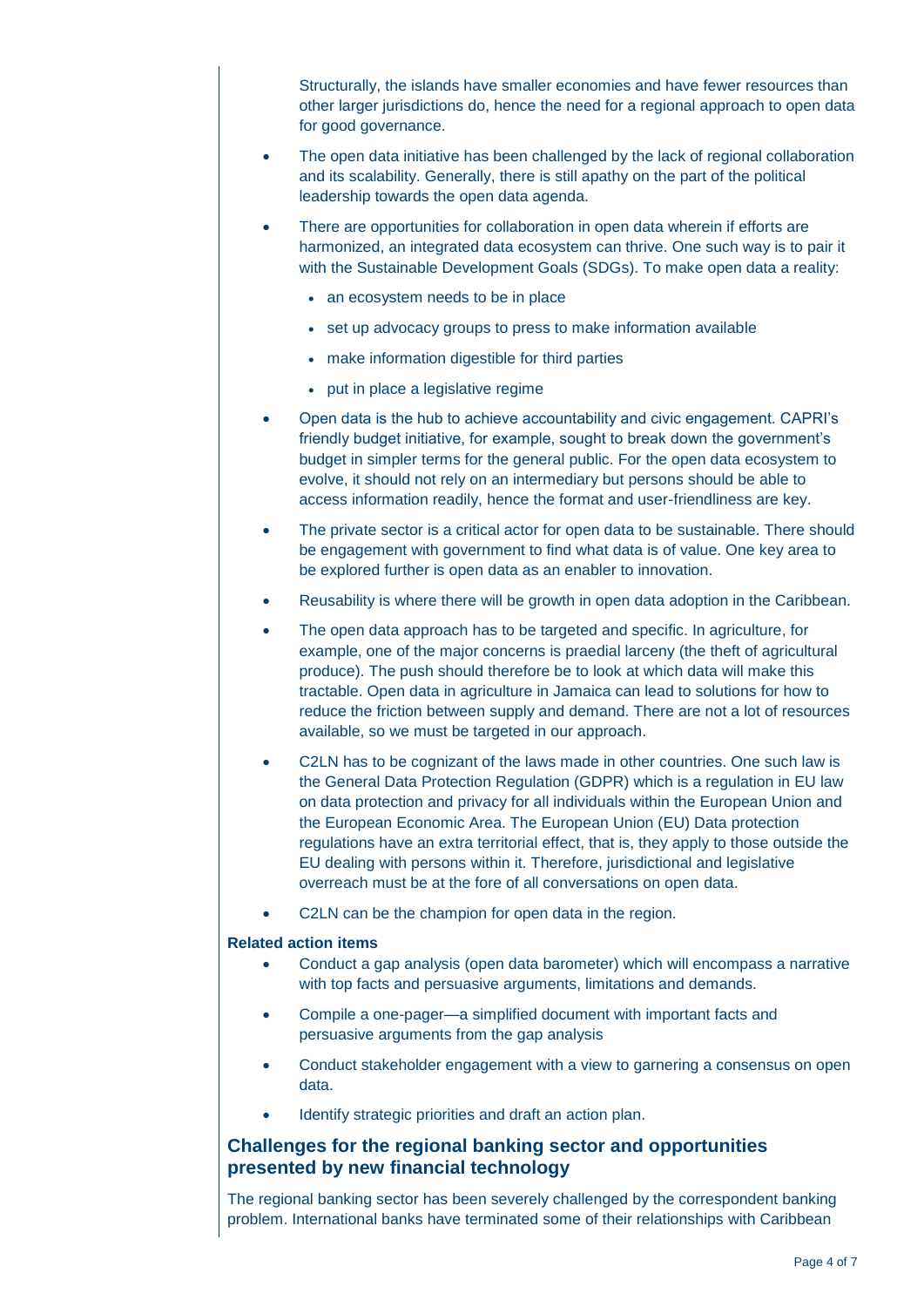Structurally, the islands have smaller economies and have fewer resources than other larger jurisdictions do, hence the need for a regional approach to open data for good governance.

- The open data initiative has been challenged by the lack of regional collaboration and its scalability. Generally, there is still apathy on the part of the political leadership towards the open data agenda.
- There are opportunities for collaboration in open data wherein if efforts are harmonized, an integrated data ecosystem can thrive. One such way is to pair it with the Sustainable Development Goals (SDGs). To make open data a reality:
  - an ecosystem needs to be in place
  - set up advocacy groups to press to make information available
  - make information digestible for third parties
  - put in place a legislative regime
- Open data is the hub to achieve accountability and civic engagement. CAPRI's friendly budget initiative, for example, sought to break down the government's budget in simpler terms for the general public. For the open data ecosystem to evolve, it should not rely on an intermediary but persons should be able to access information readily, hence the format and user-friendliness are key.
- The private sector is a critical actor for open data to be sustainable. There should be engagement with government to find what data is of value. One key area to be explored further is open data as an enabler to innovation.
- Reusability is where there will be growth in open data adoption in the Caribbean.
- The open data approach has to be targeted and specific. In agriculture, for example, one of the major concerns is praedial larceny (the theft of agricultural produce). The push should therefore be to look at which data will make this tractable. Open data in agriculture in Jamaica can lead to solutions for how to reduce the friction between supply and demand. There are not a lot of resources available, so we must be targeted in our approach.
- C2LN has to be cognizant of the laws made in other countries. One such law is the General Data Protection Regulation (GDPR) which is a regulation in EU law on data protection and privacy for all individuals within the European Union and the European Economic Area. The European Union (EU) Data protection regulations have an extra territorial effect, that is, they apply to those outside the EU dealing with persons within it. Therefore, jurisdictional and legislative overreach must be at the fore of all conversations on open data.
- C2LN can be the champion for open data in the region.

**Related action items**

- Conduct a gap analysis (open data barometer) which will encompass a narrative with top facts and persuasive arguments, limitations and demands.
- Compile a one-pager—a simplified document with important facts and persuasive arguments from the gap analysis
- Conduct stakeholder engagement with a view to garnering a consensus on open data.
- Identify strategic priorities and draft an action plan.

## Challenges for the regional banking sector and opportunities presented by new financial technology

The regional banking sector has been severely challenged by the correspondent banking problem. International banks have terminated some of their relationships with Caribbean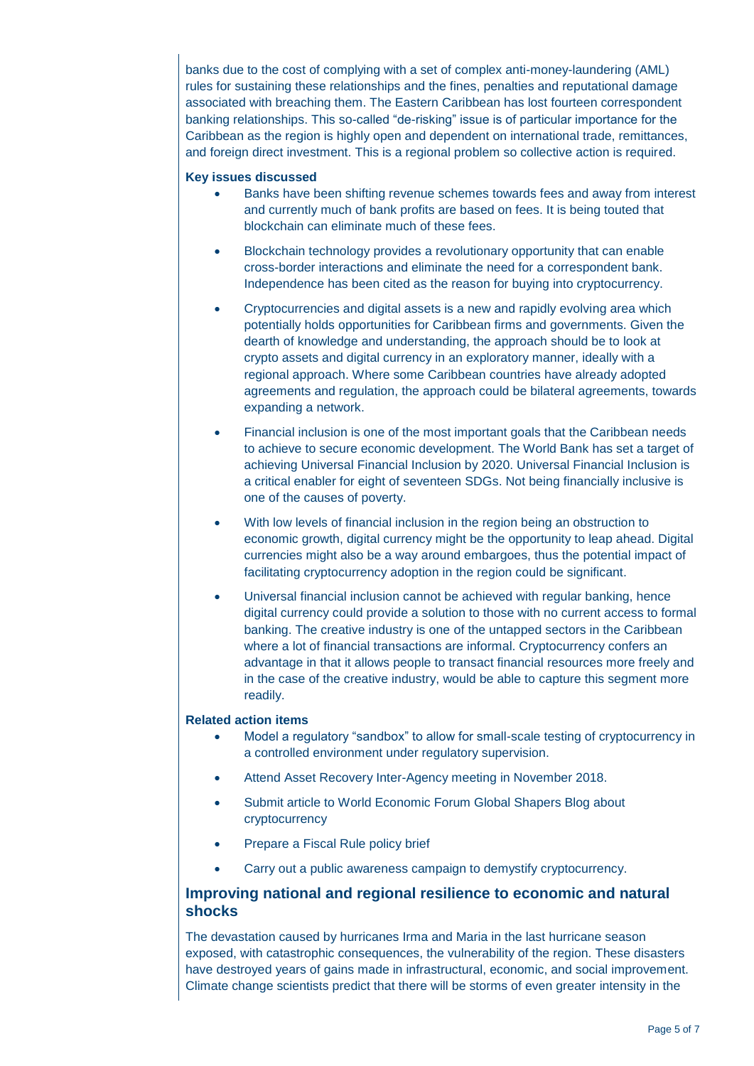banks due to the cost of complying with a set of complex anti-money-laundering (AML) rules for sustaining these relationships and the fines, penalties and reputational damage associated with breaching them. The Eastern Caribbean has lost fourteen correspondent banking relationships. This so-called "de-risking" issue is of particular importance for the Caribbean as the region is highly open and dependent on international trade, remittances, and foreign direct investment. This is a regional problem so collective action is required.

**Key issues discussed**

- Banks have been shifting revenue schemes towards fees and away from interest and currently much of bank profits are based on fees. It is being touted that blockchain can eliminate much of these fees.
- Blockchain technology provides a revolutionary opportunity that can enable cross-border interactions and eliminate the need for a correspondent bank. Independence has been cited as the reason for buying into cryptocurrency.
- Cryptocurrencies and digital assets is a new and rapidly evolving area which potentially holds opportunities for Caribbean firms and governments. Given the dearth of knowledge and understanding, the approach should be to look at crypto assets and digital currency in an exploratory manner, ideally with a regional approach. Where some Caribbean countries have already adopted agreements and regulation, the approach could be bilateral agreements, towards expanding a network.
- Financial inclusion is one of the most important goals that the Caribbean needs to achieve to secure economic development. The World Bank has set a target of achieving Universal Financial Inclusion by 2020. Universal Financial Inclusion is a critical enabler for eight of seventeen SDGs. Not being financially inclusive is one of the causes of poverty.
- With low levels of financial inclusion in the region being an obstruction to economic growth, digital currency might be the opportunity to leap ahead. Digital currencies might also be a way around embargoes, thus the potential impact of facilitating cryptocurrency adoption in the region could be significant.
- Universal financial inclusion cannot be achieved with regular banking, hence digital currency could provide a solution to those with no current access to formal banking. The creative industry is one of the untapped sectors in the Caribbean where a lot of financial transactions are informal. Cryptocurrency confers an advantage in that it allows people to transact financial resources more freely and in the case of the creative industry, would be able to capture this segment more readily.

**Related action items**

- Model a regulatory "sandbox" to allow for small-scale testing of cryptocurrency in a controlled environment under regulatory supervision.
- Attend Asset Recovery Inter-Agency meeting in November 2018.
- Submit article to World Economic Forum Global Shapers Blog about cryptocurrency
- Prepare a Fiscal Rule policy brief
- Carry out a public awareness campaign to demystify cryptocurrency.

## Improving national and regional resilience to economic and natural shocks

The devastation caused by hurricanes Irma and Maria in the last hurricane season exposed, with catastrophic consequences, the vulnerability of the region. These disasters have destroyed years of gains made in infrastructural, economic, and social improvement. Climate change scientists predict that there will be storms of even greater intensity in the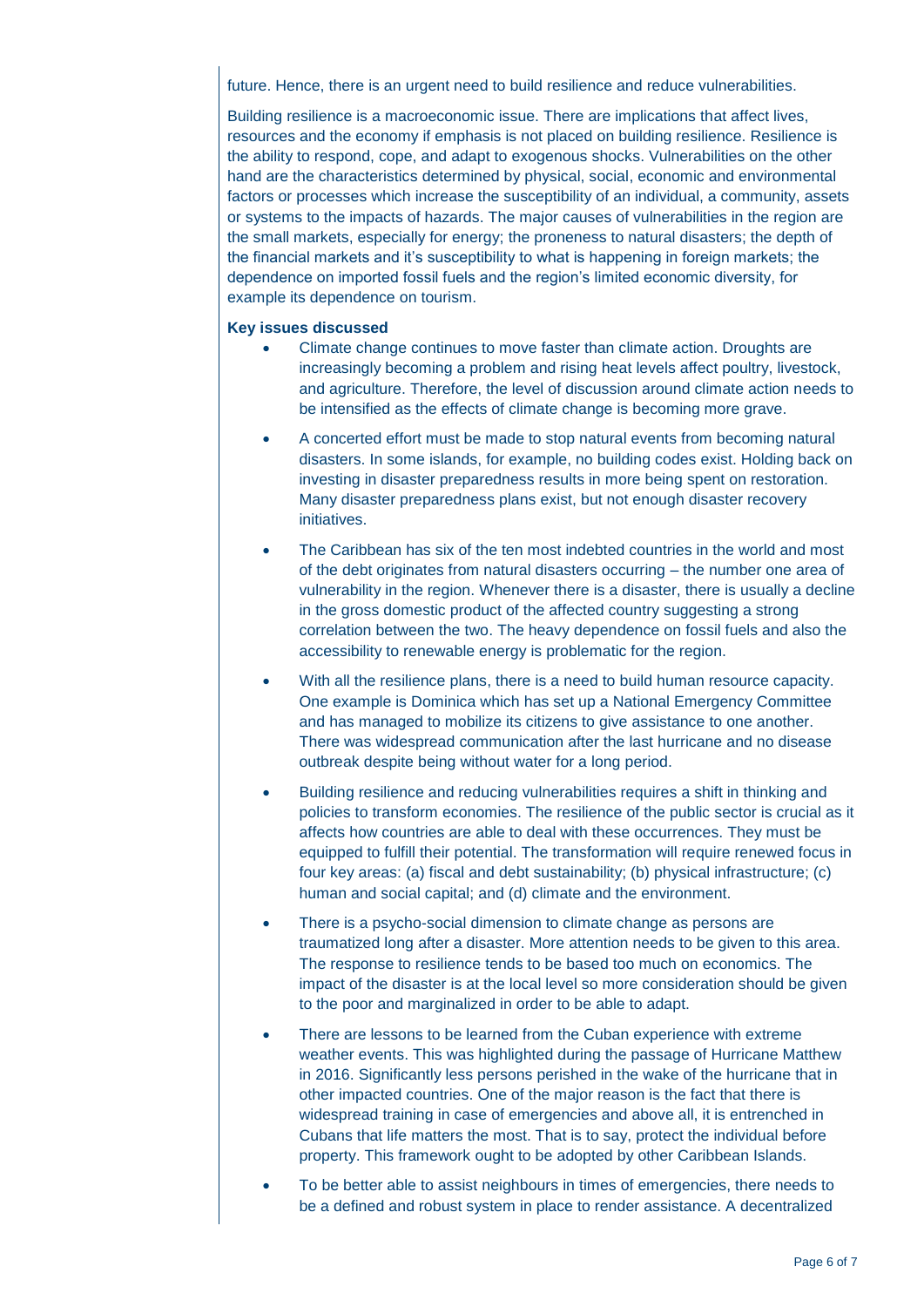future. Hence, there is an urgent need to build resilience and reduce vulnerabilities.

Building resilience is a macroeconomic issue. There are implications that affect lives, resources and the economy if emphasis is not placed on building resilience. Resilience is the ability to respond, cope, and adapt to exogenous shocks. Vulnerabilities on the other hand are the characteristics determined by physical, social, economic and environmental factors or processes which increase the susceptibility of an individual, a community, assets or systems to the impacts of hazards. The major causes of vulnerabilities in the region are the small markets, especially for energy; the proneness to natural disasters; the depth of the financial markets and it's susceptibility to what is happening in foreign markets; the dependence on imported fossil fuels and the region's limited economic diversity, for example its dependence on tourism.

**Key issues discussed**

- Climate change continues to move faster than climate action. Droughts are increasingly becoming a problem and rising heat levels affect poultry, livestock, and agriculture. Therefore, the level of discussion around climate action needs to be intensified as the effects of climate change is becoming more grave.
- A concerted effort must be made to stop natural events from becoming natural disasters. In some islands, for example, no building codes exist. Holding back on investing in disaster preparedness results in more being spent on restoration. Many disaster preparedness plans exist, but not enough disaster recovery initiatives.
- The Caribbean has six of the ten most indebted countries in the world and most of the debt originates from natural disasters occurring – the number one area of vulnerability in the region. Whenever there is a disaster, there is usually a decline in the gross domestic product of the affected country suggesting a strong correlation between the two. The heavy dependence on fossil fuels and also the accessibility to renewable energy is problematic for the region.
- With all the resilience plans, there is a need to build human resource capacity. One example is Dominica which has set up a National Emergency Committee and has managed to mobilize its citizens to give assistance to one another. There was widespread communication after the last hurricane and no disease outbreak despite being without water for a long period.
- Building resilience and reducing vulnerabilities requires a shift in thinking and policies to transform economies. The resilience of the public sector is crucial as it affects how countries are able to deal with these occurrences. They must be equipped to fulfill their potential. The transformation will require renewed focus in four key areas: (a) fiscal and debt sustainability; (b) physical infrastructure; (c) human and social capital; and (d) climate and the environment.
- There is a psycho-social dimension to climate change as persons are traumatized long after a disaster. More attention needs to be given to this area. The response to resilience tends to be based too much on economics. The impact of the disaster is at the local level so more consideration should be given to the poor and marginalized in order to be able to adapt.
- There are lessons to be learned from the Cuban experience with extreme weather events. This was highlighted during the passage of Hurricane Matthew in 2016. Significantly less persons perished in the wake of the hurricane that in other impacted countries. One of the major reason is the fact that there is widespread training in case of emergencies and above all, it is entrenched in Cubans that life matters the most. That is to say, protect the individual before property. This framework ought to be adopted by other Caribbean Islands.
- To be better able to assist neighbours in times of emergencies, there needs to be a defined and robust system in place to render assistance. A decentralized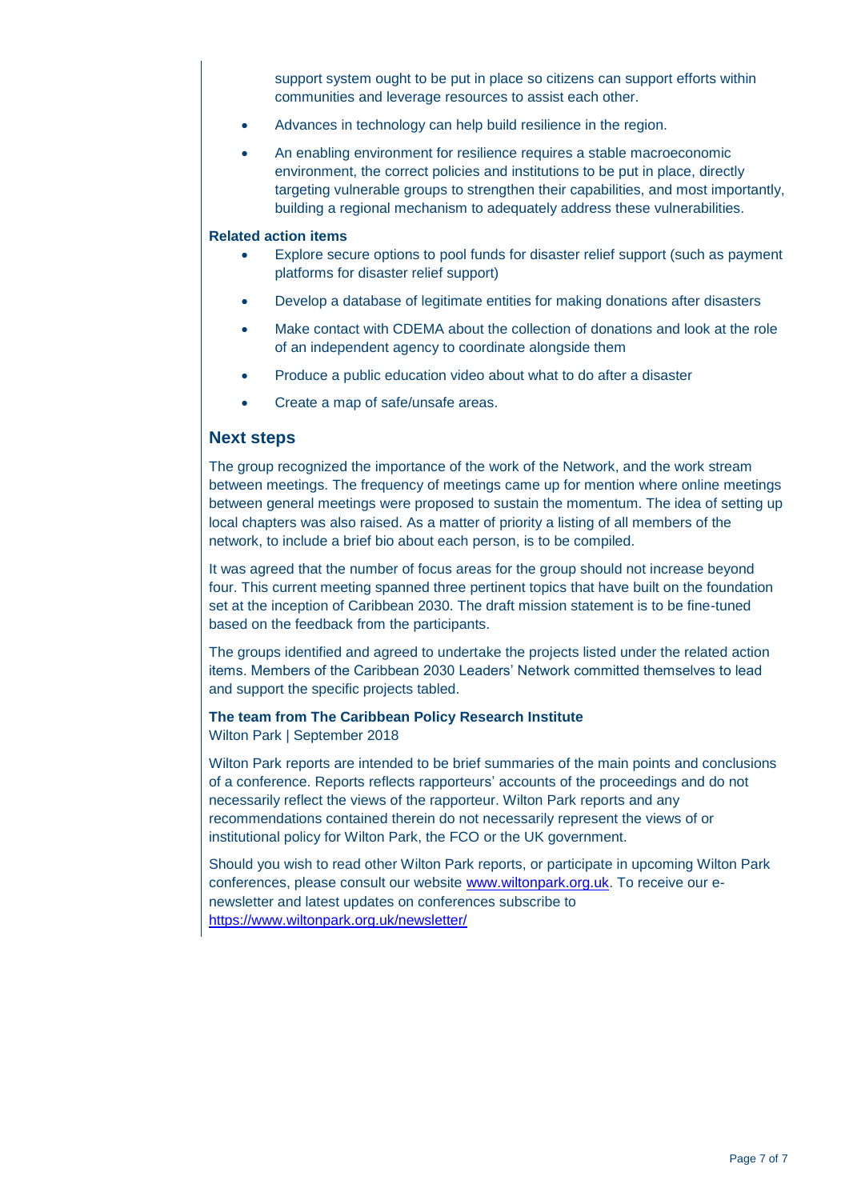support system ought to be put in place so citizens can support efforts within communities and leverage resources to assist each other.

- Advances in technology can help build resilience in the region.
- An enabling environment for resilience requires a stable macroeconomic environment, the correct policies and institutions to be put in place, directly targeting vulnerable groups to strengthen their capabilities, and most importantly, building a regional mechanism to adequately address these vulnerabilities.

**Related action items**

- Explore secure options to pool funds for disaster relief support (such as payment platforms for disaster relief support)
- Develop a database of legitimate entities for making donations after disasters
- Make contact with CDEMA about the collection of donations and look at the role of an independent agency to coordinate alongside them
- Produce a public education video about what to do after a disaster
- Create a map of safe/unsafe areas.

## Next steps

The group recognized the importance of the work of the Network, and the work stream between meetings. The frequency of meetings came up for mention where online meetings between general meetings were proposed to sustain the momentum. The idea of setting up local chapters was also raised. As a matter of priority a listing of all members of the network, to include a brief bio about each person, is to be compiled.

It was agreed that the number of focus areas for the group should not increase beyond four. This current meeting spanned three pertinent topics that have built on the foundation set at the inception of Caribbean 2030. The draft mission statement is to be fine-tuned based on the feedback from the participants.

The groups identified and agreed to undertake the projects listed under the related action items. Members of the Caribbean 2030 Leaders' Network committed themselves to lead and support the specific projects tabled.

**The team from The Caribbean Policy Research Institute**
Wilton Park | September 2018

Wilton Park reports are intended to be brief summaries of the main points and conclusions of a conference. Reports reflects rapporteurs' accounts of the proceedings and do not necessarily reflect the views of the rapporteur. Wilton Park reports and any recommendations contained therein do not necessarily represent the views of or institutional policy for Wilton Park, the FCO or the UK government.

Should you wish to read other Wilton Park reports, or participate in upcoming Wilton Park conferences, please consult our website www.wiltonpark.org.uk. To receive our e-newsletter and latest updates on conferences subscribe to https://www.wiltonpark.org.uk/newsletter/